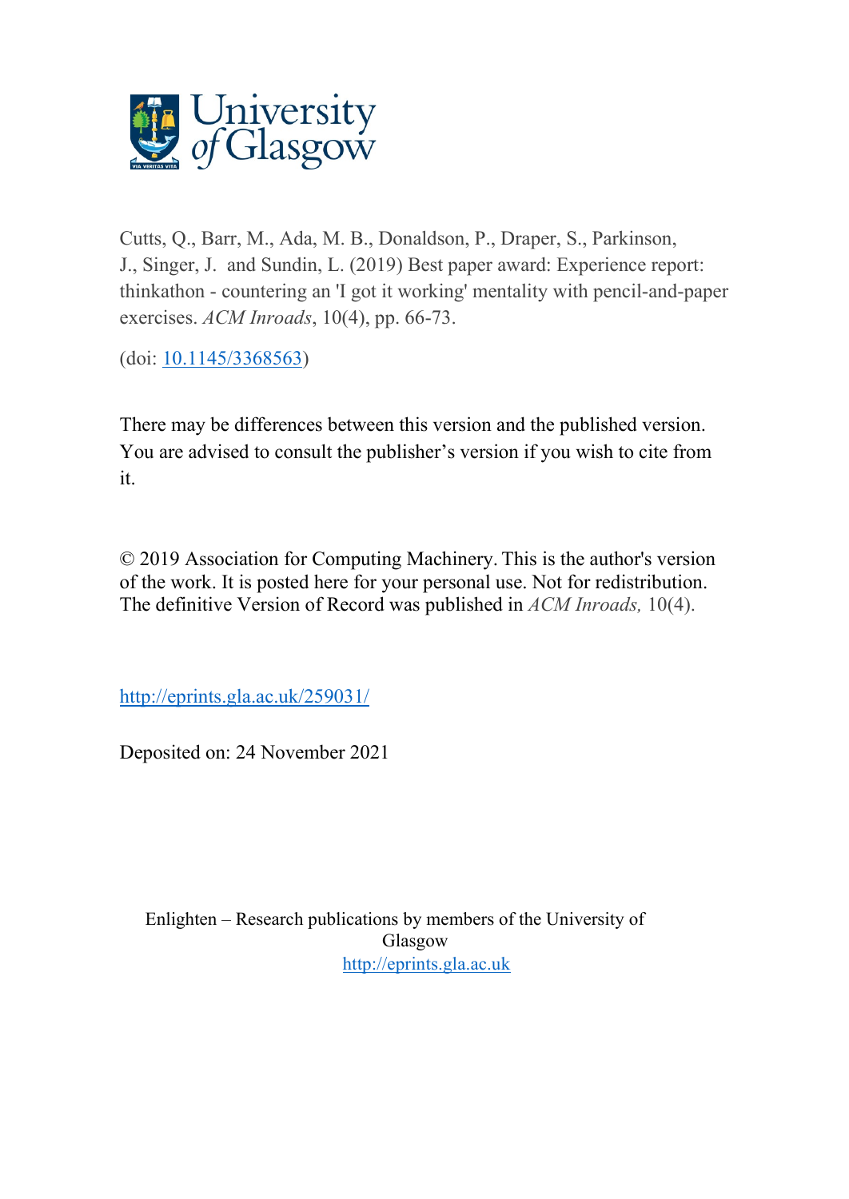University of Glasgow

Cutts, Q., Barr, M., Ada, M. B., Donaldson, P., Draper, S., Parkinson, J., Singer, J. and Sundin, L. (2019) Best paper award: Experience report: thinkathon - countering an 'I got it working' mentality with pencil-and-paper exercises. *ACM Inroads*, 10(4), pp. 66-73.

(doi: [10.1145/3368563](https://doi.org/10.1145/3368563))

There may be differences between this version and the published version. You are advised to consult the publisher's version if you wish to cite from it.

© 2019 Association for Computing Machinery. This is the author's version of the work. It is posted here for your personal use. Not for redistribution. The definitive Version of Record was published in *ACM Inroads,* 10(4).

[http://eprints.gla.ac.uk/259031/](http://eprints.gla.ac.uk/259031/)

Deposited on: 24 November 2021

Enlighten – Research publications by members of the University of Glasgow
[http://eprints.gla.ac.uk](http://eprints.gla.ac.uk)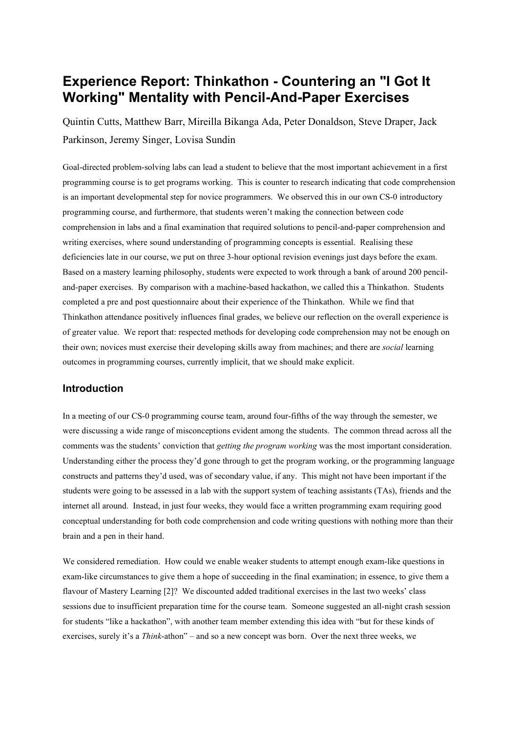# Experience Report: Thinkathon - Countering an "I Got It Working" Mentality with Pencil-And-Paper Exercises

Quintin Cutts, Matthew Barr, Mireilla Bikanga Ada, Peter Donaldson, Steve Draper, Jack Parkinson, Jeremy Singer, Lovisa Sundin

Goal-directed problem-solving labs can lead a student to believe that the most important achievement in a first programming course is to get programs working. This is counter to research indicating that code comprehension is an important developmental step for novice programmers. We observed this in our own CS-0 introductory programming course, and furthermore, that students weren't making the connection between code comprehension in labs and a final examination that required solutions to pencil-and-paper comprehension and writing exercises, where sound understanding of programming concepts is essential. Realising these deficiencies late in our course, we put on three 3-hour optional revision evenings just days before the exam. Based on a mastery learning philosophy, students were expected to work through a bank of around 200 pencil-and-paper exercises. By comparison with a machine-based hackathon, we called this a Thinkathon. Students completed a pre and post questionnaire about their experience of the Thinkathon. While we find that Thinkathon attendance positively influences final grades, we believe our reflection on the overall experience is of greater value. We report that: respected methods for developing code comprehension may not be enough on their own; novices must exercise their developing skills away from machines; and there are *social* learning outcomes in programming courses, currently implicit, that we should make explicit.

## Introduction

In a meeting of our CS-0 programming course team, around four-fifths of the way through the semester, we were discussing a wide range of misconceptions evident among the students. The common thread across all the comments was the students' conviction that *getting the program working* was the most important consideration. Understanding either the process they'd gone through to get the program working, or the programming language constructs and patterns they'd used, was of secondary value, if any. This might not have been important if the students were going to be assessed in a lab with the support system of teaching assistants (TAs), friends and the internet all around. Instead, in just four weeks, they would face a written programming exam requiring good conceptual understanding for both code comprehension and code writing questions with nothing more than their brain and a pen in their hand.

We considered remediation. How could we enable weaker students to attempt enough exam-like questions in exam-like circumstances to give them a hope of succeeding in the final examination; in essence, to give them a flavour of Mastery Learning [2]? We discounted added traditional exercises in the last two weeks' class sessions due to insufficient preparation time for the course team. Someone suggested an all-night crash session for students "like a hackathon", with another team member extending this idea with "but for these kinds of exercises, surely it's a *Think*-athon" – and so a new concept was born. Over the next three weeks, we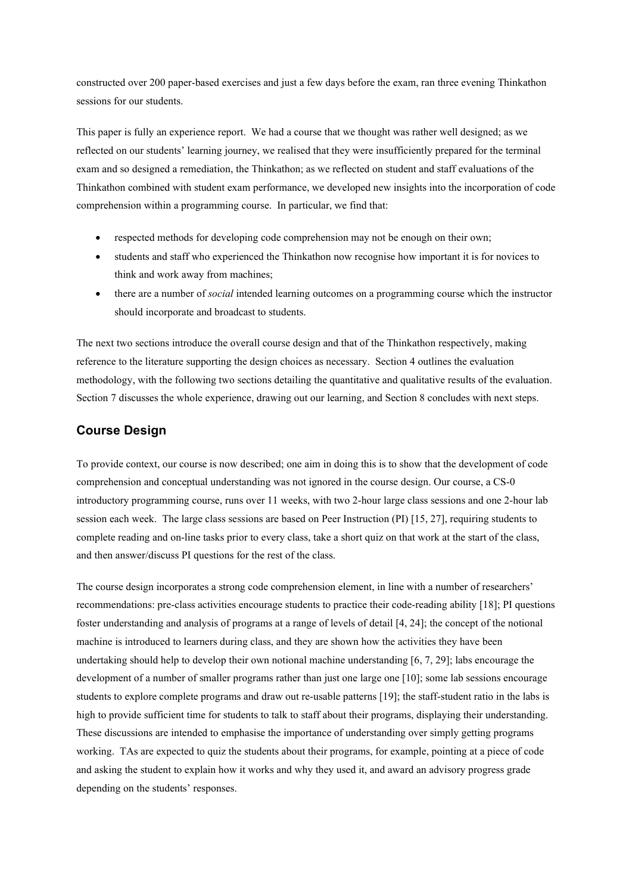constructed over 200 paper-based exercises and just a few days before the exam, ran three evening Thinkathon sessions for our students.

This paper is fully an experience report. We had a course that we thought was rather well designed; as we reflected on our students' learning journey, we realised that they were insufficiently prepared for the terminal exam and so designed a remediation, the Thinkathon; as we reflected on student and staff evaluations of the Thinkathon combined with student exam performance, we developed new insights into the incorporation of code comprehension within a programming course. In particular, we find that:

- respected methods for developing code comprehension may not be enough on their own;
- students and staff who experienced the Thinkathon now recognise how important it is for novices to think and work away from machines;
- there are a number of *social* intended learning outcomes on a programming course which the instructor should incorporate and broadcast to students.

The next two sections introduce the overall course design and that of the Thinkathon respectively, making reference to the literature supporting the design choices as necessary. Section 4 outlines the evaluation methodology, with the following two sections detailing the quantitative and qualitative results of the evaluation. Section 7 discusses the whole experience, drawing out our learning, and Section 8 concludes with next steps.

## Course Design

To provide context, our course is now described; one aim in doing this is to show that the development of code comprehension and conceptual understanding was not ignored in the course design. Our course, a CS-0 introductory programming course, runs over 11 weeks, with two 2-hour large class sessions and one 2-hour lab session each week. The large class sessions are based on Peer Instruction (PI) [15, 27], requiring students to complete reading and on-line tasks prior to every class, take a short quiz on that work at the start of the class, and then answer/discuss PI questions for the rest of the class.

The course design incorporates a strong code comprehension element, in line with a number of researchers' recommendations: pre-class activities encourage students to practice their code-reading ability [18]; PI questions foster understanding and analysis of programs at a range of levels of detail [4, 24]; the concept of the notional machine is introduced to learners during class, and they are shown how the activities they have been undertaking should help to develop their own notional machine understanding [6, 7, 29]; labs encourage the development of a number of smaller programs rather than just one large one [10]; some lab sessions encourage students to explore complete programs and draw out re-usable patterns [19]; the staff-student ratio in the labs is high to provide sufficient time for students to talk to staff about their programs, displaying their understanding. These discussions are intended to emphasise the importance of understanding over simply getting programs working. TAs are expected to quiz the students about their programs, for example, pointing at a piece of code and asking the student to explain how it works and why they used it, and award an advisory progress grade depending on the students' responses.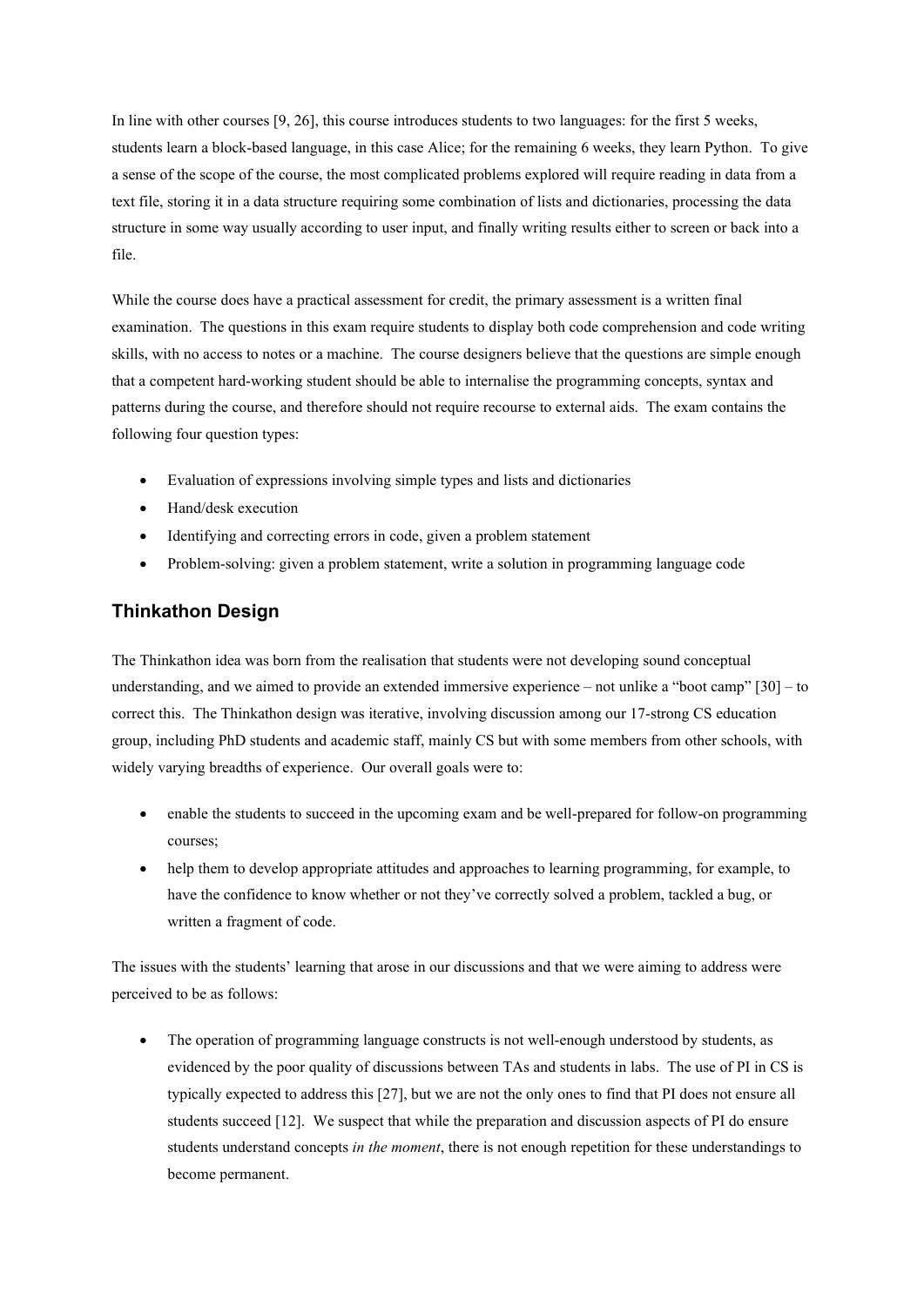In line with other courses [9, 26], this course introduces students to two languages: for the first 5 weeks, students learn a block-based language, in this case Alice; for the remaining 6 weeks, they learn Python. To give a sense of the scope of the course, the most complicated problems explored will require reading in data from a text file, storing it in a data structure requiring some combination of lists and dictionaries, processing the data structure in some way usually according to user input, and finally writing results either to screen or back into a file.

While the course does have a practical assessment for credit, the primary assessment is a written final examination. The questions in this exam require students to display both code comprehension and code writing skills, with no access to notes or a machine. The course designers believe that the questions are simple enough that a competent hard-working student should be able to internalise the programming concepts, syntax and patterns during the course, and therefore should not require recourse to external aids. The exam contains the following four question types:

- Evaluation of expressions involving simple types and lists and dictionaries
- Hand/desk execution
- Identifying and correcting errors in code, given a problem statement
- Problem-solving: given a problem statement, write a solution in programming language code

## Thinkathon Design

The Thinkathon idea was born from the realisation that students were not developing sound conceptual understanding, and we aimed to provide an extended immersive experience – not unlike a "boot camp" [30] – to correct this. The Thinkathon design was iterative, involving discussion among our 17-strong CS education group, including PhD students and academic staff, mainly CS but with some members from other schools, with widely varying breadths of experience. Our overall goals were to:

- enable the students to succeed in the upcoming exam and be well-prepared for follow-on programming courses;
- help them to develop appropriate attitudes and approaches to learning programming, for example, to have the confidence to know whether or not they've correctly solved a problem, tackled a bug, or written a fragment of code.

The issues with the students' learning that arose in our discussions and that we were aiming to address were perceived to be as follows:

- The operation of programming language constructs is not well-enough understood by students, as evidenced by the poor quality of discussions between TAs and students in labs. The use of PI in CS is typically expected to address this [27], but we are not the only ones to find that PI does not ensure all students succeed [12]. We suspect that while the preparation and discussion aspects of PI do ensure students understand concepts *in the moment*, there is not enough repetition for these understandings to become permanent.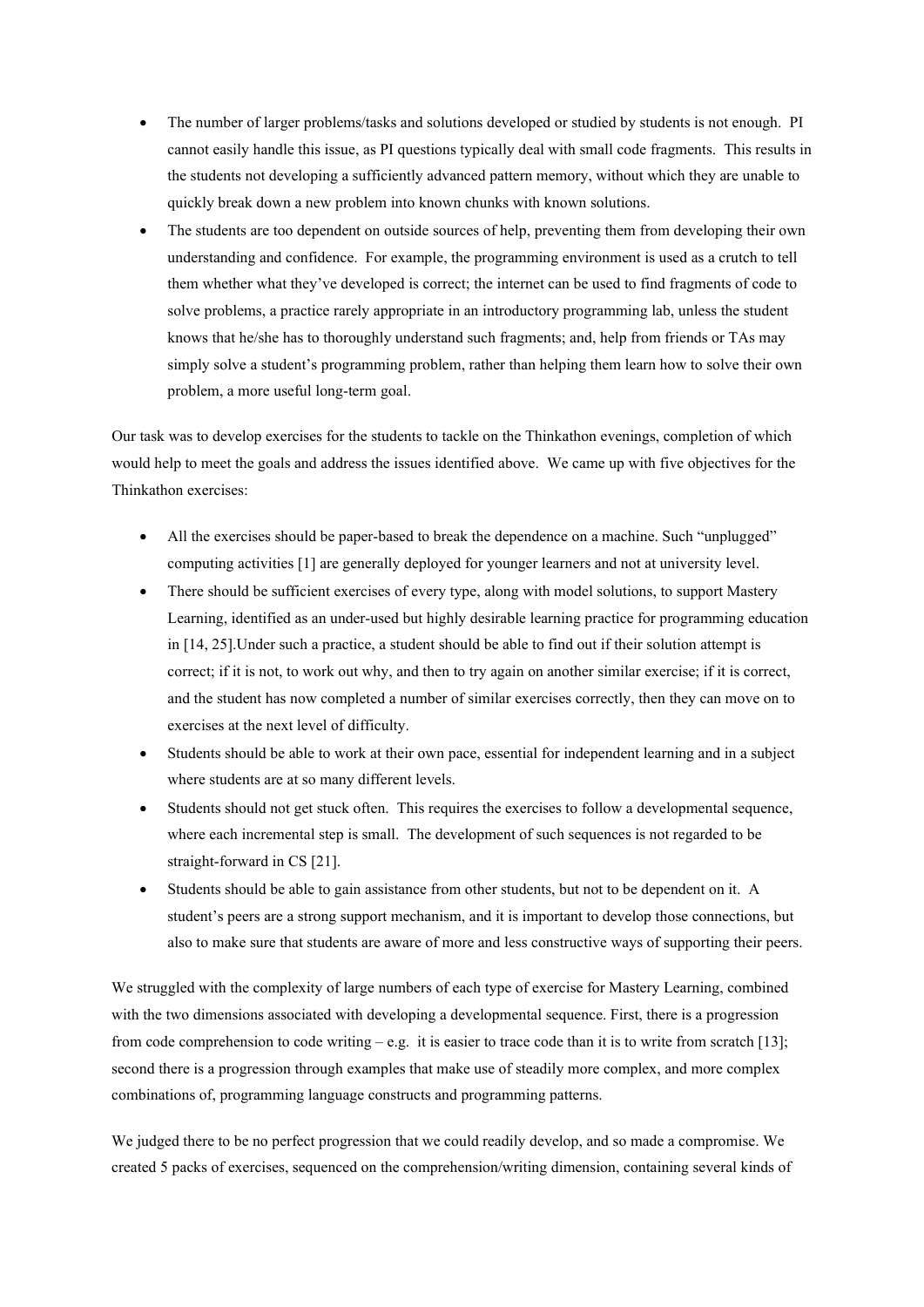- The number of larger problems/tasks and solutions developed or studied by students is not enough. PI cannot easily handle this issue, as PI questions typically deal with small code fragments. This results in the students not developing a sufficiently advanced pattern memory, without which they are unable to quickly break down a new problem into known chunks with known solutions.
- The students are too dependent on outside sources of help, preventing them from developing their own understanding and confidence. For example, the programming environment is used as a crutch to tell them whether what they've developed is correct; the internet can be used to find fragments of code to solve problems, a practice rarely appropriate in an introductory programming lab, unless the student knows that he/she has to thoroughly understand such fragments; and, help from friends or TAs may simply solve a student's programming problem, rather than helping them learn how to solve their own problem, a more useful long-term goal.

Our task was to develop exercises for the students to tackle on the Thinkathon evenings, completion of which would help to meet the goals and address the issues identified above. We came up with five objectives for the Thinkathon exercises:

- All the exercises should be paper-based to break the dependence on a machine. Such "unplugged" computing activities [1] are generally deployed for younger learners and not at university level.
- There should be sufficient exercises of every type, along with model solutions, to support Mastery Learning, identified as an under-used but highly desirable learning practice for programming education in [14, 25].Under such a practice, a student should be able to find out if their solution attempt is correct; if it is not, to work out why, and then to try again on another similar exercise; if it is correct, and the student has now completed a number of similar exercises correctly, then they can move on to exercises at the next level of difficulty.
- Students should be able to work at their own pace, essential for independent learning and in a subject where students are at so many different levels.
- Students should not get stuck often. This requires the exercises to follow a developmental sequence, where each incremental step is small. The development of such sequences is not regarded to be straight-forward in CS [21].
- Students should be able to gain assistance from other students, but not to be dependent on it. A student's peers are a strong support mechanism, and it is important to develop those connections, but also to make sure that students are aware of more and less constructive ways of supporting their peers.

We struggled with the complexity of large numbers of each type of exercise for Mastery Learning, combined with the two dimensions associated with developing a developmental sequence. First, there is a progression from code comprehension to code writing – e.g. it is easier to trace code than it is to write from scratch [13]; second there is a progression through examples that make use of steadily more complex, and more complex combinations of, programming language constructs and programming patterns.

We judged there to be no perfect progression that we could readily develop, and so made a compromise. We created 5 packs of exercises, sequenced on the comprehension/writing dimension, containing several kinds of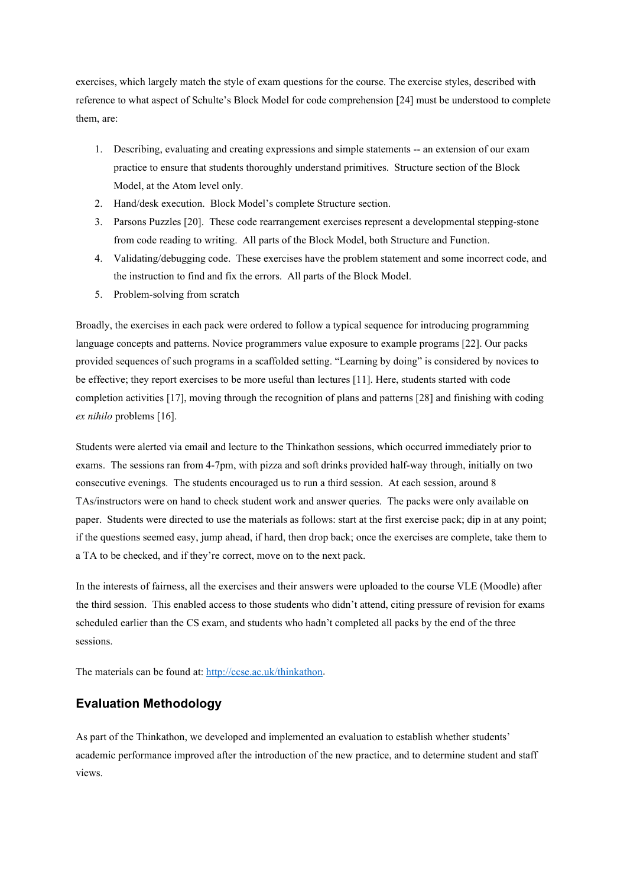exercises, which largely match the style of exam questions for the course. The exercise styles, described with reference to what aspect of Schulte's Block Model for code comprehension [24] must be understood to complete them, are:

1. Describing, evaluating and creating expressions and simple statements -- an extension of our exam practice to ensure that students thoroughly understand primitives. Structure section of the Block Model, at the Atom level only.
2. Hand/desk execution. Block Model's complete Structure section.
3. Parsons Puzzles [20]. These code rearrangement exercises represent a developmental stepping-stone from code reading to writing. All parts of the Block Model, both Structure and Function.
4. Validating/debugging code. These exercises have the problem statement and some incorrect code, and the instruction to find and fix the errors. All parts of the Block Model.
5. Problem-solving from scratch

Broadly, the exercises in each pack were ordered to follow a typical sequence for introducing programming language concepts and patterns. Novice programmers value exposure to example programs [22]. Our packs provided sequences of such programs in a scaffolded setting. "Learning by doing" is considered by novices to be effective; they report exercises to be more useful than lectures [11]. Here, students started with code completion activities [17], moving through the recognition of plans and patterns [28] and finishing with coding *ex nihilo* problems [16].

Students were alerted via email and lecture to the Thinkathon sessions, which occurred immediately prior to exams. The sessions ran from 4-7pm, with pizza and soft drinks provided half-way through, initially on two consecutive evenings. The students encouraged us to run a third session. At each session, around 8 TAs/instructors were on hand to check student work and answer queries. The packs were only available on paper. Students were directed to use the materials as follows: start at the first exercise pack; dip in at any point; if the questions seemed easy, jump ahead, if hard, then drop back; once the exercises are complete, take them to a TA to be checked, and if they're correct, move on to the next pack.

In the interests of fairness, all the exercises and their answers were uploaded to the course VLE (Moodle) after the third session. This enabled access to those students who didn't attend, citing pressure of revision for exams scheduled earlier than the CS exam, and students who hadn't completed all packs by the end of the three sessions.

The materials can be found at: [http://ccse.ac.uk/thinkathon](http://ccse.ac.uk/thinkathon).

## Evaluation Methodology

As part of the Thinkathon, we developed and implemented an evaluation to establish whether students' academic performance improved after the introduction of the new practice, and to determine student and staff views.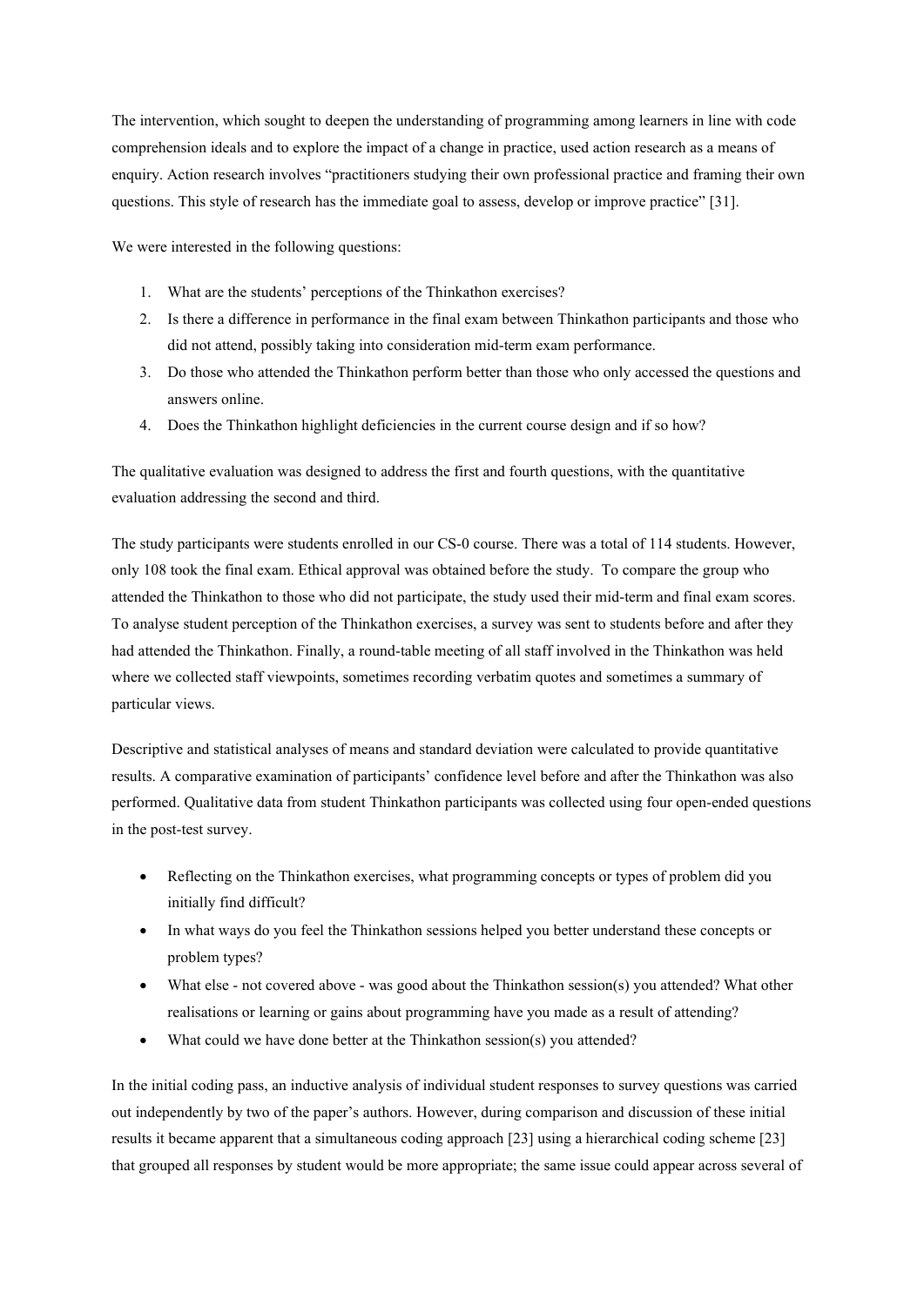The intervention, which sought to deepen the understanding of programming among learners in line with code comprehension ideals and to explore the impact of a change in practice, used action research as a means of enquiry. Action research involves "practitioners studying their own professional practice and framing their own questions. This style of research has the immediate goal to assess, develop or improve practice" [31].

We were interested in the following questions:

1. What are the students' perceptions of the Thinkathon exercises?
2. Is there a difference in performance in the final exam between Thinkathon participants and those who did not attend, possibly taking into consideration mid-term exam performance.
3. Do those who attended the Thinkathon perform better than those who only accessed the questions and answers online.
4. Does the Thinkathon highlight deficiencies in the current course design and if so how?

The qualitative evaluation was designed to address the first and fourth questions, with the quantitative evaluation addressing the second and third.

The study participants were students enrolled in our CS-0 course. There was a total of 114 students. However, only 108 took the final exam. Ethical approval was obtained before the study. To compare the group who attended the Thinkathon to those who did not participate, the study used their mid-term and final exam scores. To analyse student perception of the Thinkathon exercises, a survey was sent to students before and after they had attended the Thinkathon. Finally, a round-table meeting of all staff involved in the Thinkathon was held where we collected staff viewpoints, sometimes recording verbatim quotes and sometimes a summary of particular views.

Descriptive and statistical analyses of means and standard deviation were calculated to provide quantitative results. A comparative examination of participants' confidence level before and after the Thinkathon was also performed. Qualitative data from student Thinkathon participants was collected using four open-ended questions in the post-test survey.

- Reflecting on the Thinkathon exercises, what programming concepts or types of problem did you initially find difficult?
- In what ways do you feel the Thinkathon sessions helped you better understand these concepts or problem types?
- What else - not covered above - was good about the Thinkathon session(s) you attended? What other realisations or learning or gains about programming have you made as a result of attending?
- What could we have done better at the Thinkathon session(s) you attended?

In the initial coding pass, an inductive analysis of individual student responses to survey questions was carried out independently by two of the paper's authors. However, during comparison and discussion of these initial results it became apparent that a simultaneous coding approach [23] using a hierarchical coding scheme [23] that grouped all responses by student would be more appropriate; the same issue could appear across several of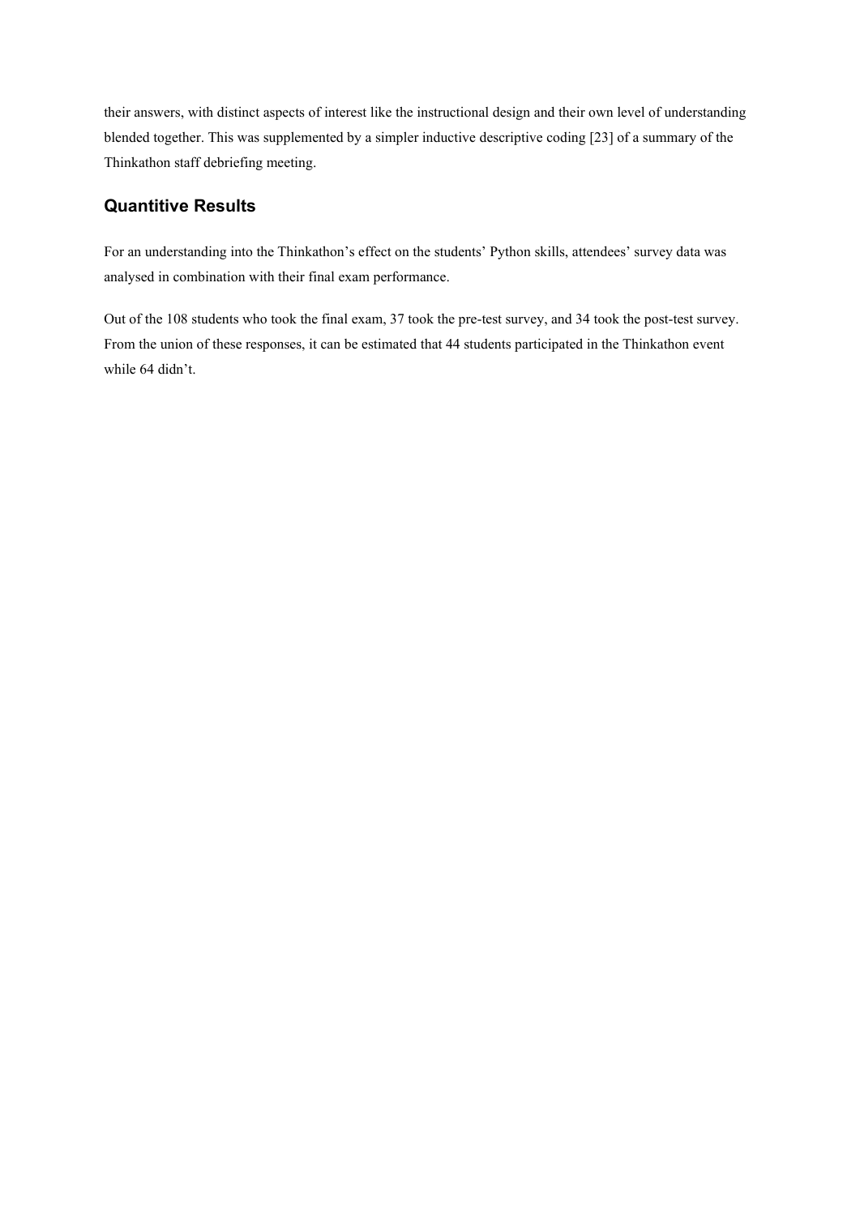their answers, with distinct aspects of interest like the instructional design and their own level of understanding blended together. This was supplemented by a simpler inductive descriptive coding [23] of a summary of the Thinkathon staff debriefing meeting.

## Quantitive Results

For an understanding into the Thinkathon's effect on the students' Python skills, attendees' survey data was analysed in combination with their final exam performance.

Out of the 108 students who took the final exam, 37 took the pre-test survey, and 34 took the post-test survey. From the union of these responses, it can be estimated that 44 students participated in the Thinkathon event while 64 didn't.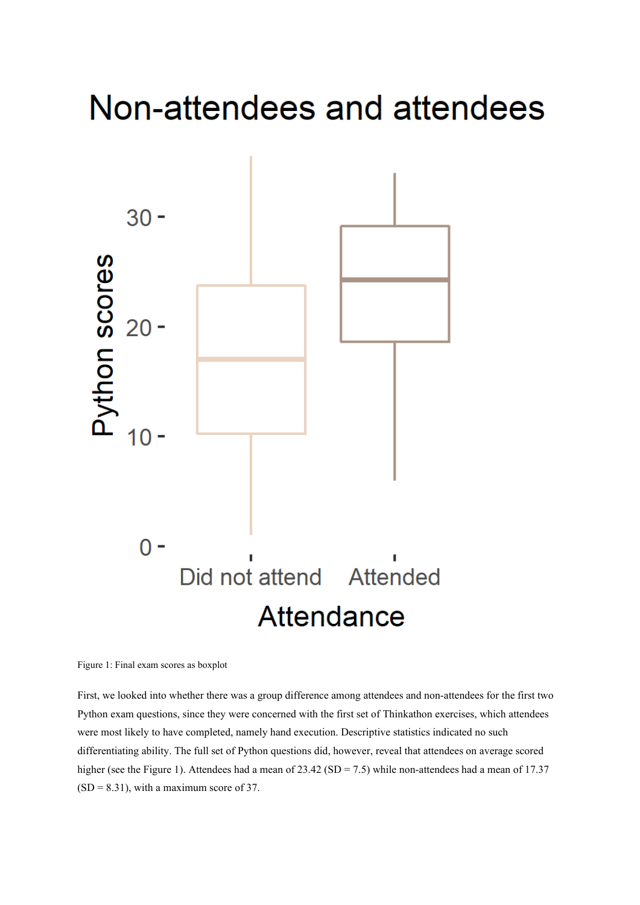Figure 1: Final exam scores as boxplot

First, we looked into whether there was a group difference among attendees and non-attendees for the first two Python exam questions, since they were concerned with the first set of Thinkathon exercises, which attendees were most likely to have completed, namely hand execution. Descriptive statistics indicated no such differentiating ability. The full set of Python questions did, however, reveal that attendees on average scored higher (see the Figure 1). Attendees had a mean of 23.42 (SD = 7.5) while non-attendees had a mean of 17.37 (SD = 8.31), with a maximum score of 37.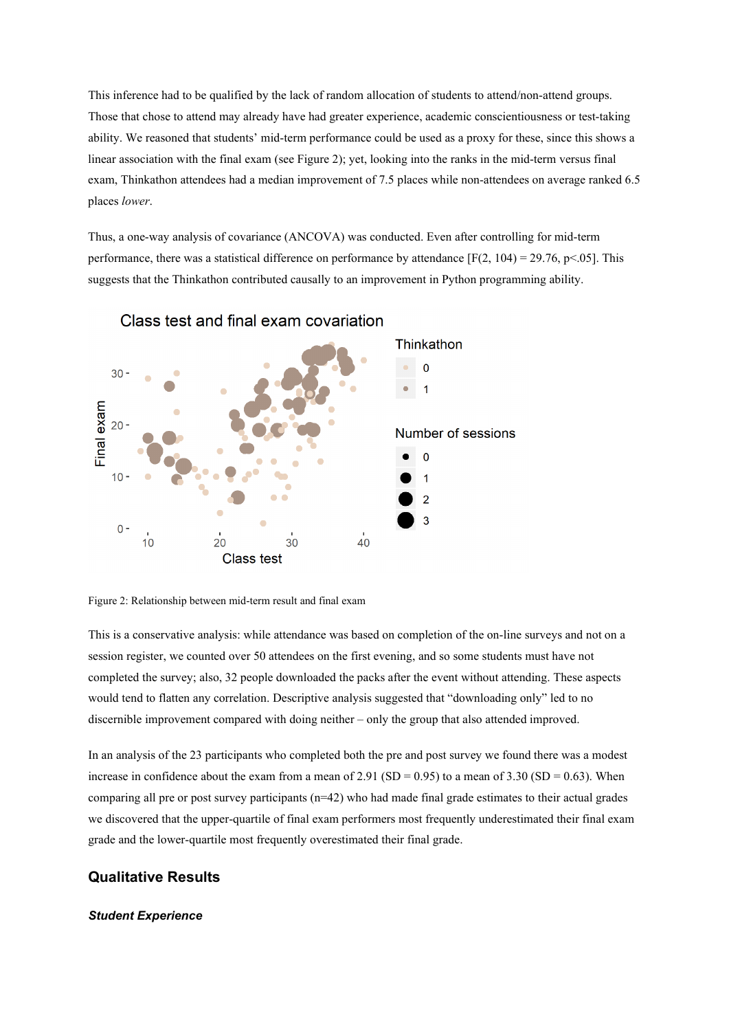This inference had to be qualified by the lack of random allocation of students to attend/non-attend groups. Those that chose to attend may already have had greater experience, academic conscientiousness or test-taking ability. We reasoned that students' mid-term performance could be used as a proxy for these, since this shows a linear association with the final exam (see Figure 2); yet, looking into the ranks in the mid-term versus final exam, Thinkathon attendees had a median improvement of 7.5 places while non-attendees on average ranked 6.5 places *lower*.

Thus, a one-way analysis of covariance (ANCOVA) was conducted. Even after controlling for mid-term performance, there was a statistical difference on performance by attendance [$F(2, 104) = 29.76$, $p<.05$]. This suggests that the Thinkathon contributed causally to an improvement in Python programming ability.

Figure 2: Relationship between mid-term result and final exam

This is a conservative analysis: while attendance was based on completion of the on-line surveys and not on a session register, we counted over 50 attendees on the first evening, and so some students must have not completed the survey; also, 32 people downloaded the packs after the event without attending. These aspects would tend to flatten any correlation. Descriptive analysis suggested that "downloading only" led to no discernible improvement compared with doing neither – only the group that also attended improved.

In an analysis of the 23 participants who completed both the pre and post survey we found there was a modest increase in confidence about the exam from a mean of 2.91 (SD = 0.95) to a mean of 3.30 (SD = 0.63). When comparing all pre or post survey participants (n=42) who had made final grade estimates to their actual grades we discovered that the upper-quartile of final exam performers most frequently underestimated their final exam grade and the lower-quartile most frequently overestimated their final grade.

## Qualitative Results

### *Student Experience*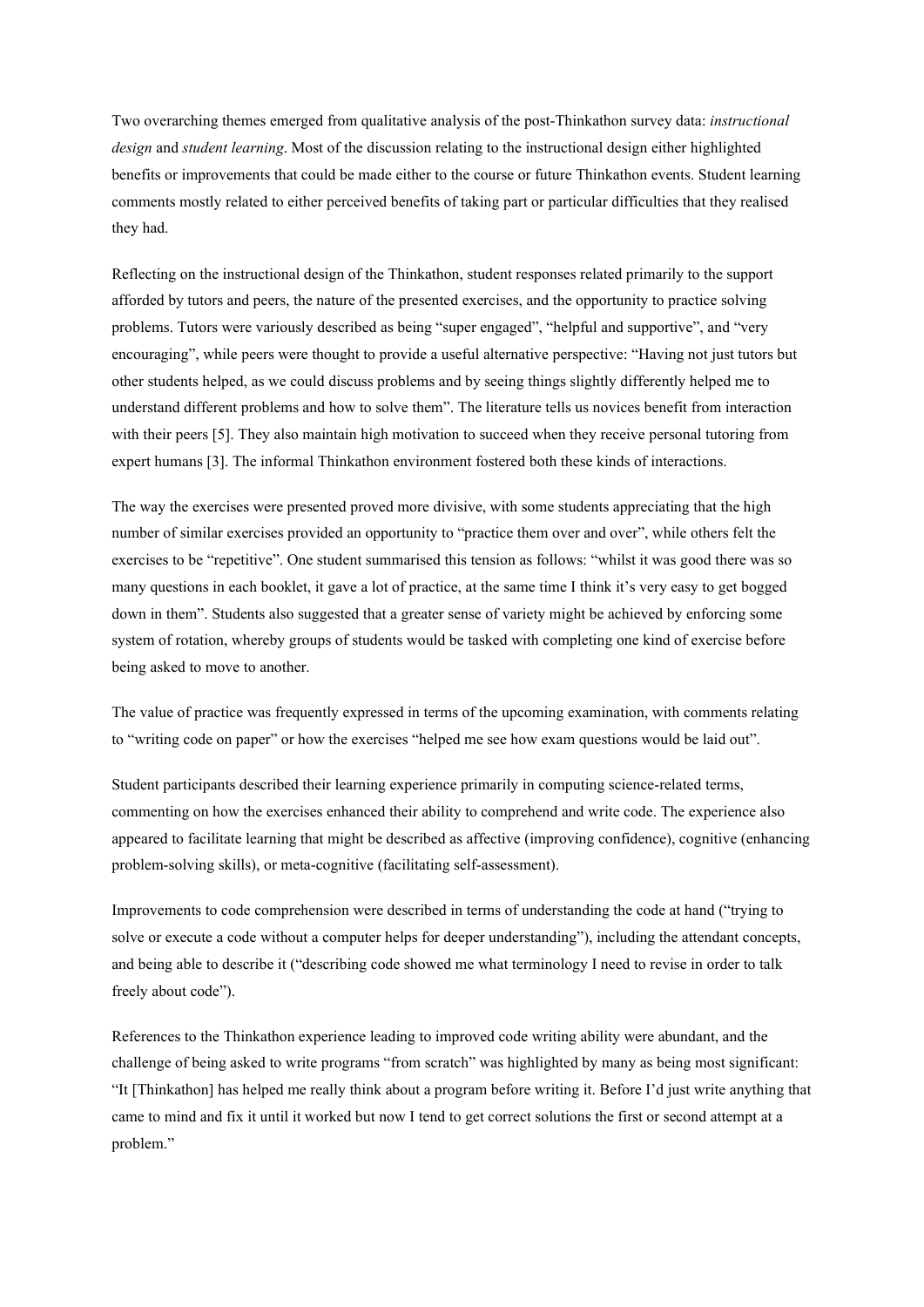Two overarching themes emerged from qualitative analysis of the post-Thinkathon survey data: *instructional design* and *student learning*. Most of the discussion relating to the instructional design either highlighted benefits or improvements that could be made either to the course or future Thinkathon events. Student learning comments mostly related to either perceived benefits of taking part or particular difficulties that they realised they had.

Reflecting on the instructional design of the Thinkathon, student responses related primarily to the support afforded by tutors and peers, the nature of the presented exercises, and the opportunity to practice solving problems. Tutors were variously described as being "super engaged", "helpful and supportive", and "very encouraging", while peers were thought to provide a useful alternative perspective: "Having not just tutors but other students helped, as we could discuss problems and by seeing things slightly differently helped me to understand different problems and how to solve them". The literature tells us novices benefit from interaction with their peers [5]. They also maintain high motivation to succeed when they receive personal tutoring from expert humans [3]. The informal Thinkathon environment fostered both these kinds of interactions.

The way the exercises were presented proved more divisive, with some students appreciating that the high number of similar exercises provided an opportunity to "practice them over and over", while others felt the exercises to be "repetitive". One student summarised this tension as follows: "whilst it was good there was so many questions in each booklet, it gave a lot of practice, at the same time I think it's very easy to get bogged down in them". Students also suggested that a greater sense of variety might be achieved by enforcing some system of rotation, whereby groups of students would be tasked with completing one kind of exercise before being asked to move to another.

The value of practice was frequently expressed in terms of the upcoming examination, with comments relating to "writing code on paper" or how the exercises "helped me see how exam questions would be laid out".

Student participants described their learning experience primarily in computing science-related terms, commenting on how the exercises enhanced their ability to comprehend and write code. The experience also appeared to facilitate learning that might be described as affective (improving confidence), cognitive (enhancing problem-solving skills), or meta-cognitive (facilitating self-assessment).

Improvements to code comprehension were described in terms of understanding the code at hand ("trying to solve or execute a code without a computer helps for deeper understanding"), including the attendant concepts, and being able to describe it ("describing code showed me what terminology I need to revise in order to talk freely about code").

References to the Thinkathon experience leading to improved code writing ability were abundant, and the challenge of being asked to write programs "from scratch" was highlighted by many as being most significant: "It [Thinkathon] has helped me really think about a program before writing it. Before I'd just write anything that came to mind and fix it until it worked but now I tend to get correct solutions the first or second attempt at a problem."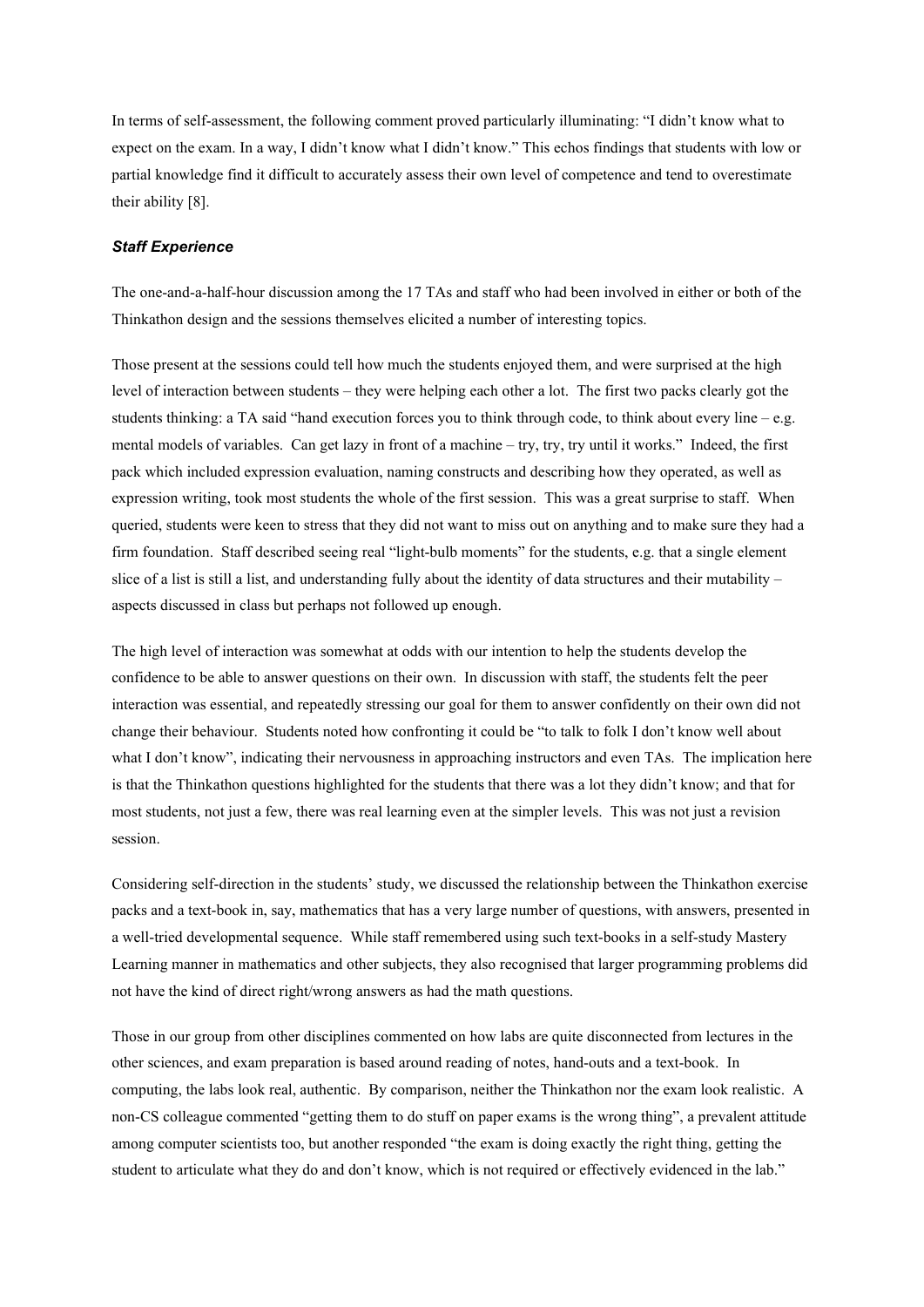In terms of self-assessment, the following comment proved particularly illuminating: "I didn't know what to expect on the exam. In a way, I didn't know what I didn't know." This echos findings that students with low or partial knowledge find it difficult to accurately assess their own level of competence and tend to overestimate their ability [8].

### ***Staff Experience***

The one-and-a-half-hour discussion among the 17 TAs and staff who had been involved in either or both of the Thinkathon design and the sessions themselves elicited a number of interesting topics.

Those present at the sessions could tell how much the students enjoyed them, and were surprised at the high level of interaction between students – they were helping each other a lot. The first two packs clearly got the students thinking: a TA said "hand execution forces you to think through code, to think about every line – e.g. mental models of variables. Can get lazy in front of a machine – try, try, try until it works." Indeed, the first pack which included expression evaluation, naming constructs and describing how they operated, as well as expression writing, took most students the whole of the first session. This was a great surprise to staff. When queried, students were keen to stress that they did not want to miss out on anything and to make sure they had a firm foundation. Staff described seeing real "light-bulb moments" for the students, e.g. that a single element slice of a list is still a list, and understanding fully about the identity of data structures and their mutability – aspects discussed in class but perhaps not followed up enough.

The high level of interaction was somewhat at odds with our intention to help the students develop the confidence to be able to answer questions on their own. In discussion with staff, the students felt the peer interaction was essential, and repeatedly stressing our goal for them to answer confidently on their own did not change their behaviour. Students noted how confronting it could be "to talk to folk I don't know well about what I don't know", indicating their nervousness in approaching instructors and even TAs. The implication here is that the Thinkathon questions highlighted for the students that there was a lot they didn't know; and that for most students, not just a few, there was real learning even at the simpler levels. This was not just a revision session.

Considering self-direction in the students' study, we discussed the relationship between the Thinkathon exercise packs and a text-book in, say, mathematics that has a very large number of questions, with answers, presented in a well-tried developmental sequence. While staff remembered using such text-books in a self-study Mastery Learning manner in mathematics and other subjects, they also recognised that larger programming problems did not have the kind of direct right/wrong answers as had the math questions.

Those in our group from other disciplines commented on how labs are quite disconnected from lectures in the other sciences, and exam preparation is based around reading of notes, hand-outs and a text-book. In computing, the labs look real, authentic. By comparison, neither the Thinkathon nor the exam look realistic. A non-CS colleague commented "getting them to do stuff on paper exams is the wrong thing", a prevalent attitude among computer scientists too, but another responded "the exam is doing exactly the right thing, getting the student to articulate what they do and don't know, which is not required or effectively evidenced in the lab."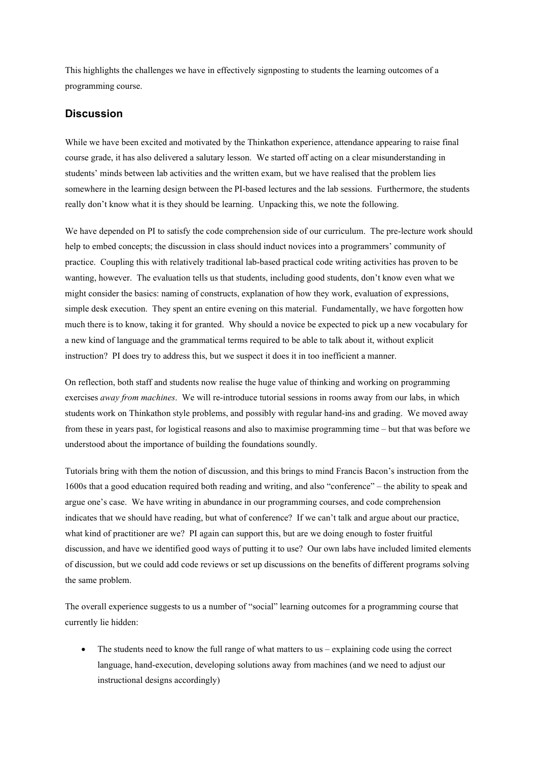This highlights the challenges we have in effectively signposting to students the learning outcomes of a programming course.

## Discussion

While we have been excited and motivated by the Thinkathon experience, attendance appearing to raise final course grade, it has also delivered a salutary lesson. We started off acting on a clear misunderstanding in students' minds between lab activities and the written exam, but we have realised that the problem lies somewhere in the learning design between the PI-based lectures and the lab sessions. Furthermore, the students really don't know what it is they should be learning. Unpacking this, we note the following.

We have depended on PI to satisfy the code comprehension side of our curriculum. The pre-lecture work should help to embed concepts; the discussion in class should induct novices into a programmers' community of practice. Coupling this with relatively traditional lab-based practical code writing activities has proven to be wanting, however. The evaluation tells us that students, including good students, don't know even what we might consider the basics: naming of constructs, explanation of how they work, evaluation of expressions, simple desk execution. They spent an entire evening on this material. Fundamentally, we have forgotten how much there is to know, taking it for granted. Why should a novice be expected to pick up a new vocabulary for a new kind of language and the grammatical terms required to be able to talk about it, without explicit instruction? PI does try to address this, but we suspect it does it in too inefficient a manner.

On reflection, both staff and students now realise the huge value of thinking and working on programming exercises *away from machines*. We will re-introduce tutorial sessions in rooms away from our labs, in which students work on Thinkathon style problems, and possibly with regular hand-ins and grading. We moved away from these in years past, for logistical reasons and also to maximise programming time – but that was before we understood about the importance of building the foundations soundly.

Tutorials bring with them the notion of discussion, and this brings to mind Francis Bacon's instruction from the 1600s that a good education required both reading and writing, and also "conference" – the ability to speak and argue one's case. We have writing in abundance in our programming courses, and code comprehension indicates that we should have reading, but what of conference? If we can't talk and argue about our practice, what kind of practitioner are we? PI again can support this, but are we doing enough to foster fruitful discussion, and have we identified good ways of putting it to use? Our own labs have included limited elements of discussion, but we could add code reviews or set up discussions on the benefits of different programs solving the same problem.

The overall experience suggests to us a number of "social" learning outcomes for a programming course that currently lie hidden:

- The students need to know the full range of what matters to us – explaining code using the correct language, hand-execution, developing solutions away from machines (and we need to adjust our instructional designs accordingly)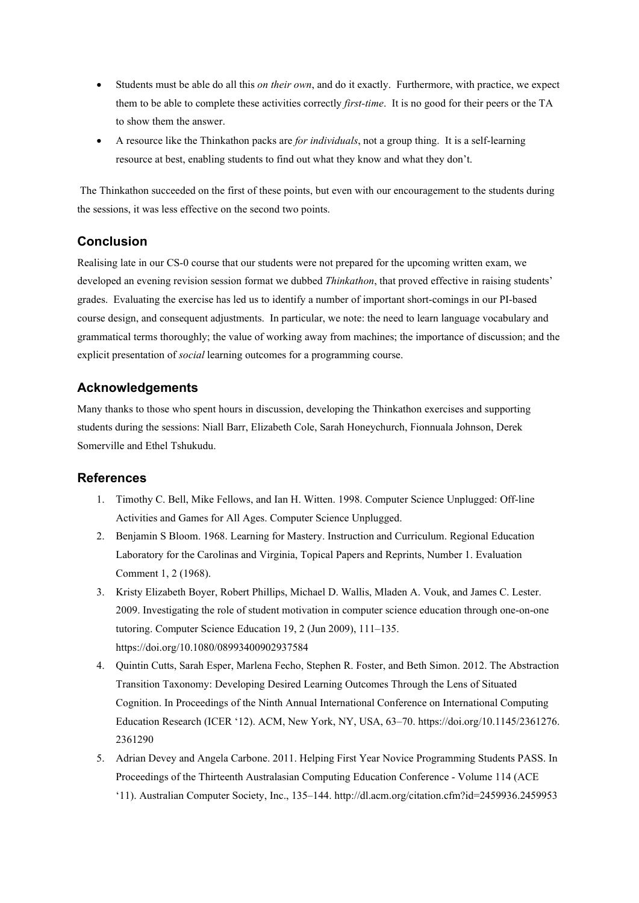- Students must be able do all this *on their own*, and do it exactly. Furthermore, with practice, we expect them to be able to complete these activities correctly *first-time*. It is no good for their peers or the TA to show them the answer.
- A resource like the Thinkathon packs are *for individuals*, not a group thing. It is a self-learning resource at best, enabling students to find out what they know and what they don't.

The Thinkathon succeeded on the first of these points, but even with our encouragement to the students during the sessions, it was less effective on the second two points.

## Conclusion

Realising late in our CS-0 course that our students were not prepared for the upcoming written exam, we developed an evening revision session format we dubbed *Thinkathon*, that proved effective in raising students' grades. Evaluating the exercise has led us to identify a number of important short-comings in our PI-based course design, and consequent adjustments. In particular, we note: the need to learn language vocabulary and grammatical terms thoroughly; the value of working away from machines; the importance of discussion; and the explicit presentation of *social* learning outcomes for a programming course.

## Acknowledgements

Many thanks to those who spent hours in discussion, developing the Thinkathon exercises and supporting students during the sessions: Niall Barr, Elizabeth Cole, Sarah Honeychurch, Fionnuala Johnson, Derek Somerville and Ethel Tshukudu.

## References

1. Timothy C. Bell, Mike Fellows, and Ian H. Witten. 1998. Computer Science Unplugged: Off-line Activities and Games for All Ages. Computer Science Unplugged.
2. Benjamin S Bloom. 1968. Learning for Mastery. Instruction and Curriculum. Regional Education Laboratory for the Carolinas and Virginia, Topical Papers and Reprints, Number 1. Evaluation Comment 1, 2 (1968).
3. Kristy Elizabeth Boyer, Robert Phillips, Michael D. Wallis, Mladen A. Vouk, and James C. Lester. 2009. Investigating the role of student motivation in computer science education through one-on-one tutoring. Computer Science Education 19, 2 (Jun 2009), 111–135. https://doi.org/10.1080/08993400902937584
4. Quintin Cutts, Sarah Esper, Marlena Fecho, Stephen R. Foster, and Beth Simon. 2012. The Abstraction Transition Taxonomy: Developing Desired Learning Outcomes Through the Lens of Situated Cognition. In Proceedings of the Ninth Annual International Conference on International Computing Education Research (ICER '12). ACM, New York, NY, USA, 63–70. https://doi.org/10.1145/2361276.2361290
5. Adrian Devey and Angela Carbone. 2011. Helping First Year Novice Programming Students PASS. In Proceedings of the Thirteenth Australasian Computing Education Conference - Volume 114 (ACE '11). Australian Computer Society, Inc., 135–144. http://dl.acm.org/citation.cfm?id=2459936.2459953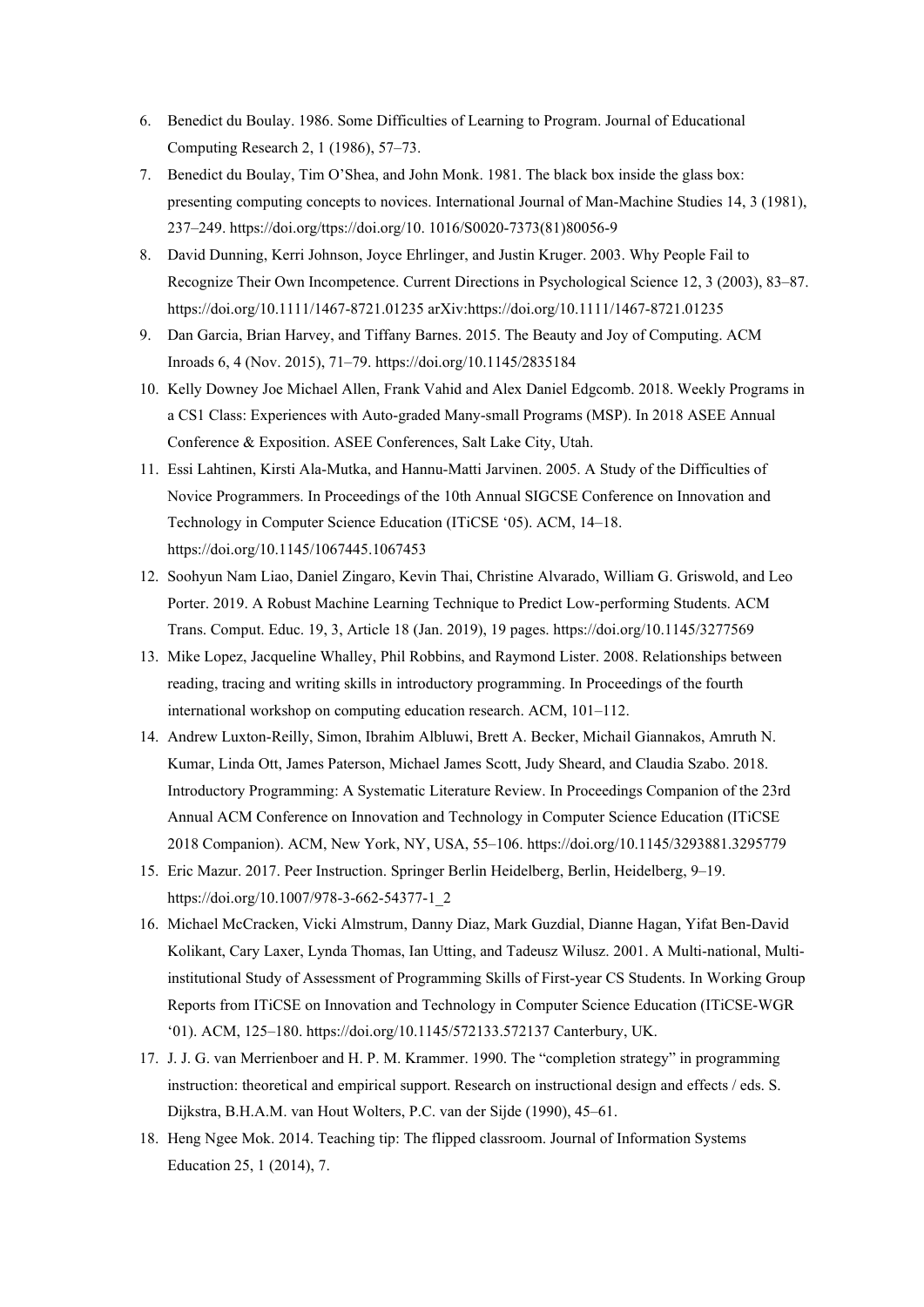6. Benedict du Boulay. 1986. Some Difficulties of Learning to Program. Journal of Educational Computing Research 2, 1 (1986), 57–73.
7. Benedict du Boulay, Tim O'Shea, and John Monk. 1981. The black box inside the glass box: presenting computing concepts to novices. International Journal of Man-Machine Studies 14, 3 (1981), 237–249. https://doi.org/ttps://doi.org/10. 1016/S0020-7373(81)80056-9
8. David Dunning, Kerri Johnson, Joyce Ehrlinger, and Justin Kruger. 2003. Why People Fail to Recognize Their Own Incompetence. Current Directions in Psychological Science 12, 3 (2003), 83–87. https://doi.org/10.1111/1467-8721.01235 arXiv:https://doi.org/10.1111/1467-8721.01235
9. Dan Garcia, Brian Harvey, and Tiffany Barnes. 2015. The Beauty and Joy of Computing. ACM Inroads 6, 4 (Nov. 2015), 71–79. https://doi.org/10.1145/2835184
10. Kelly Downey Joe Michael Allen, Frank Vahid and Alex Daniel Edgcomb. 2018. Weekly Programs in a CS1 Class: Experiences with Auto-graded Many-small Programs (MSP). In 2018 ASEE Annual Conference & Exposition. ASEE Conferences, Salt Lake City, Utah.
11. Essi Lahtinen, Kirsti Ala-Mutka, and Hannu-Matti Jarvinen. 2005. A Study of the Difficulties of Novice Programmers. In Proceedings of the 10th Annual SIGCSE Conference on Innovation and Technology in Computer Science Education (ITiCSE '05). ACM, 14–18. https://doi.org/10.1145/1067445.1067453
12. Soohyun Nam Liao, Daniel Zingaro, Kevin Thai, Christine Alvarado, William G. Griswold, and Leo Porter. 2019. A Robust Machine Learning Technique to Predict Low-performing Students. ACM Trans. Comput. Educ. 19, 3, Article 18 (Jan. 2019), 19 pages. https://doi.org/10.1145/3277569
13. Mike Lopez, Jacqueline Whalley, Phil Robbins, and Raymond Lister. 2008. Relationships between reading, tracing and writing skills in introductory programming. In Proceedings of the fourth international workshop on computing education research. ACM, 101–112.
14. Andrew Luxton-Reilly, Simon, Ibrahim Albluwi, Brett A. Becker, Michail Giannakos, Amruth N. Kumar, Linda Ott, James Paterson, Michael James Scott, Judy Sheard, and Claudia Szabo. 2018. Introductory Programming: A Systematic Literature Review. In Proceedings Companion of the 23rd Annual ACM Conference on Innovation and Technology in Computer Science Education (ITiCSE 2018 Companion). ACM, New York, NY, USA, 55–106. https://doi.org/10.1145/3293881.3295779
15. Eric Mazur. 2017. Peer Instruction. Springer Berlin Heidelberg, Berlin, Heidelberg, 9–19. https://doi.org/10.1007/978-3-662-54377-1_2
16. Michael McCracken, Vicki Almstrum, Danny Diaz, Mark Guzdial, Dianne Hagan, Yifat Ben-David Kolikant, Cary Laxer, Lynda Thomas, Ian Utting, and Tadeusz Wilusz. 2001. A Multi-national, Multi-institutional Study of Assessment of Programming Skills of First-year CS Students. In Working Group Reports from ITiCSE on Innovation and Technology in Computer Science Education (ITiCSE-WGR '01). ACM, 125–180. https://doi.org/10.1145/572133.572137 Canterbury, UK.
17. J. J. G. van Merrienboer and H. P. M. Krammer. 1990. The "completion strategy" in programming instruction: theoretical and empirical support. Research on instructional design and effects / eds. S. Dijkstra, B.H.A.M. van Hout Wolters, P.C. van der Sijde (1990), 45–61.
18. Heng Ngee Mok. 2014. Teaching tip: The flipped classroom. Journal of Information Systems Education 25, 1 (2014), 7.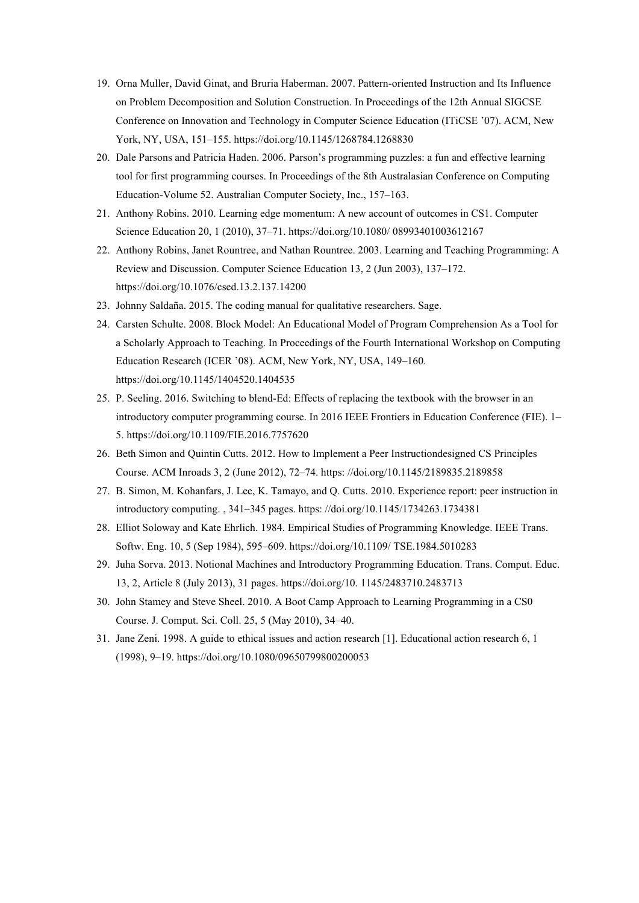19. Orna Muller, David Ginat, and Bruria Haberman. 2007. Pattern-oriented Instruction and Its Influence on Problem Decomposition and Solution Construction. In Proceedings of the 12th Annual SIGCSE Conference on Innovation and Technology in Computer Science Education (ITiCSE '07). ACM, New York, NY, USA, 151–155. https://doi.org/10.1145/1268784.1268830
20. Dale Parsons and Patricia Haden. 2006. Parson's programming puzzles: a fun and effective learning tool for first programming courses. In Proceedings of the 8th Australasian Conference on Computing Education-Volume 52. Australian Computer Society, Inc., 157–163.
21. Anthony Robins. 2010. Learning edge momentum: A new account of outcomes in CS1. Computer Science Education 20, 1 (2010), 37–71. https://doi.org/10.1080/ 08993401003612167
22. Anthony Robins, Janet Rountree, and Nathan Rountree. 2003. Learning and Teaching Programming: A Review and Discussion. Computer Science Education 13, 2 (Jun 2003), 137–172. https://doi.org/10.1076/csed.13.2.137.14200
23. Johnny Saldaña. 2015. The coding manual for qualitative researchers. Sage.
24. Carsten Schulte. 2008. Block Model: An Educational Model of Program Comprehension As a Tool for a Scholarly Approach to Teaching. In Proceedings of the Fourth International Workshop on Computing Education Research (ICER '08). ACM, New York, NY, USA, 149–160. https://doi.org/10.1145/1404520.1404535
25. P. Seeling. 2016. Switching to blend-Ed: Effects of replacing the textbook with the browser in an introductory computer programming course. In 2016 IEEE Frontiers in Education Conference (FIE). 1–5. https://doi.org/10.1109/FIE.2016.7757620
26. Beth Simon and Quintin Cutts. 2012. How to Implement a Peer Instructiondesigned CS Principles Course. ACM Inroads 3, 2 (June 2012), 72–74. https: //doi.org/10.1145/2189835.2189858
27. B. Simon, M. Kohanfars, J. Lee, K. Tamayo, and Q. Cutts. 2010. Experience report: peer instruction in introductory computing. , 341–345 pages. https: //doi.org/10.1145/1734263.1734381
28. Elliot Soloway and Kate Ehrlich. 1984. Empirical Studies of Programming Knowledge. IEEE Trans. Softw. Eng. 10, 5 (Sep 1984), 595–609. https://doi.org/10.1109/ TSE.1984.5010283
29. Juha Sorva. 2013. Notional Machines and Introductory Programming Education. Trans. Comput. Educ. 13, 2, Article 8 (July 2013), 31 pages. https://doi.org/10. 1145/2483710.2483713
30. John Stamey and Steve Sheel. 2010. A Boot Camp Approach to Learning Programming in a CS0 Course. J. Comput. Sci. Coll. 25, 5 (May 2010), 34–40.
31. Jane Zeni. 1998. A guide to ethical issues and action research [1]. Educational action research 6, 1 (1998), 9–19. https://doi.org/10.1080/09650799800200053